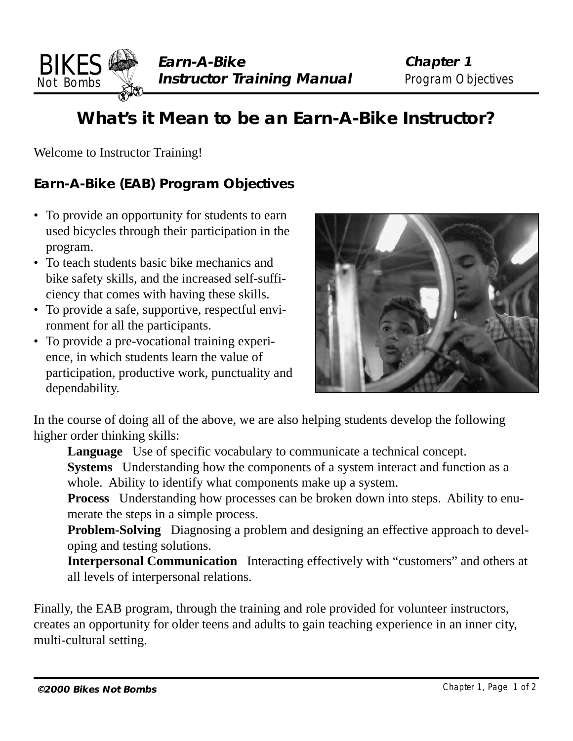# What's it Mean to be an Earn-A-Bike Instructor?

Welcome to Instructor Training!

## Earn-A-Bike (EAB) Program Objectives

- To provide an opportunity for students to earn used bicycles through their participation in the program.
- To teach students basic bike mechanics and bike safety skills, and the increased self-sufficiency that comes with having these skills.
- To provide a safe, supportive, respectful environment for all the participants.
- To provide a pre-vocational training experience, in which students learn the value of participation, productive work, punctuality and dependability.

In the course of doing all of the above, we are also helping students develop the following higher order thinking skills:

**Language** Use of specific vocabulary to communicate a technical concept.

**Systems** Understanding how the components of a system interact and function as a whole. Ability to identify what components make up a system.

**Process** Understanding how processes can be broken down into steps. Ability to enumerate the steps in a simple process.

**Problem-Solving** Diagnosing a problem and designing an effective approach to developing and testing solutions.

**Interpersonal Communication** Interacting effectively with "customers" and others at all levels of interpersonal relations.

Finally, the EAB program, through the training and role provided for volunteer instructors, creates an opportunity for older teens and adults to gain teaching experience in an inner city, multi-cultural setting.

***©2000 Bikes Not Bombs***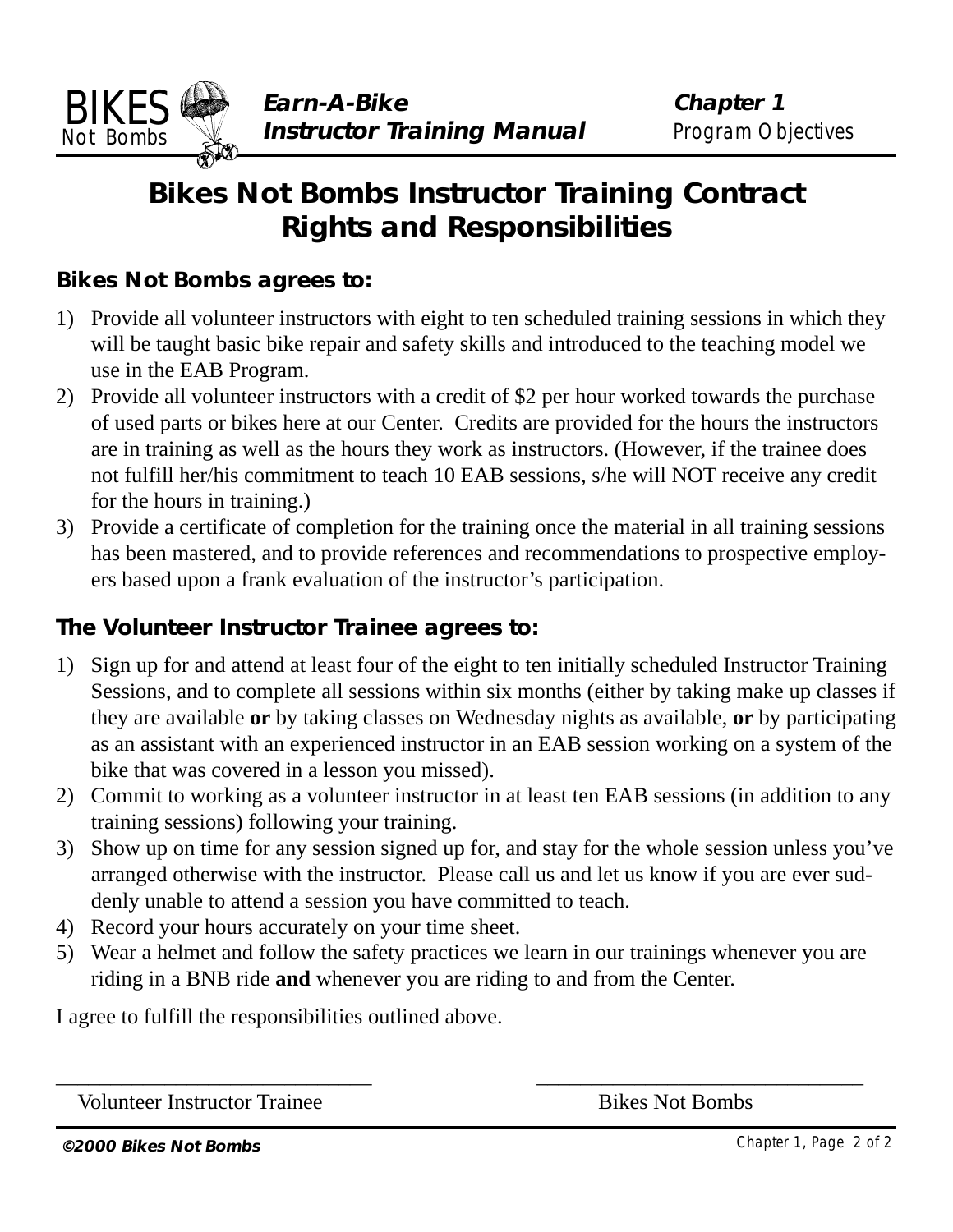# Bikes Not Bombs Instructor Training Contract
# Rights and Responsibilities

### Bikes Not Bombs agrees to:

1) Provide all volunteer instructors with eight to ten scheduled training sessions in which they will be taught basic bike repair and safety skills and introduced to the teaching model we use in the EAB Program.
2) Provide all volunteer instructors with a credit of $2 per hour worked towards the purchase of used parts or bikes here at our Center. Credits are provided for the hours the instructors are in training as well as the hours they work as instructors. (However, if the trainee does not fulfill her/his commitment to teach 10 EAB sessions, s/he will NOT receive any credit for the hours in training.)
3) Provide a certificate of completion for the training once the material in all training sessions has been mastered, and to provide references and recommendations to prospective employers based upon a frank evaluation of the instructor's participation.

### The Volunteer Instructor Trainee agrees to:

1) Sign up for and attend at least four of the eight to ten initially scheduled Instructor Training Sessions, and to complete all sessions within six months (either by taking make up classes if they are available **or** by taking classes on Wednesday nights as available, **or** by participating as an assistant with an experienced instructor in an EAB session working on a system of the bike that was covered in a lesson you missed).
2) Commit to working as a volunteer instructor in at least ten EAB sessions (in addition to any training sessions) following your training.
3) Show up on time for any session signed up for, and stay for the whole session unless you've arranged otherwise with the instructor. Please call us and let us know if you are ever suddenly unable to attend a session you have committed to teach.
4) Record your hours accurately on your time sheet.
5) Wear a helmet and follow the safety practices we learn in our trainings whenever you are riding in a BNB ride **and** whenever you are riding to and from the Center.

I agree to fulfill the responsibilities outlined above.

_____________________________ Volunteer Instructor Trainee

_____________________________ Bikes Not Bombs

**©2000 Bikes Not Bombs**